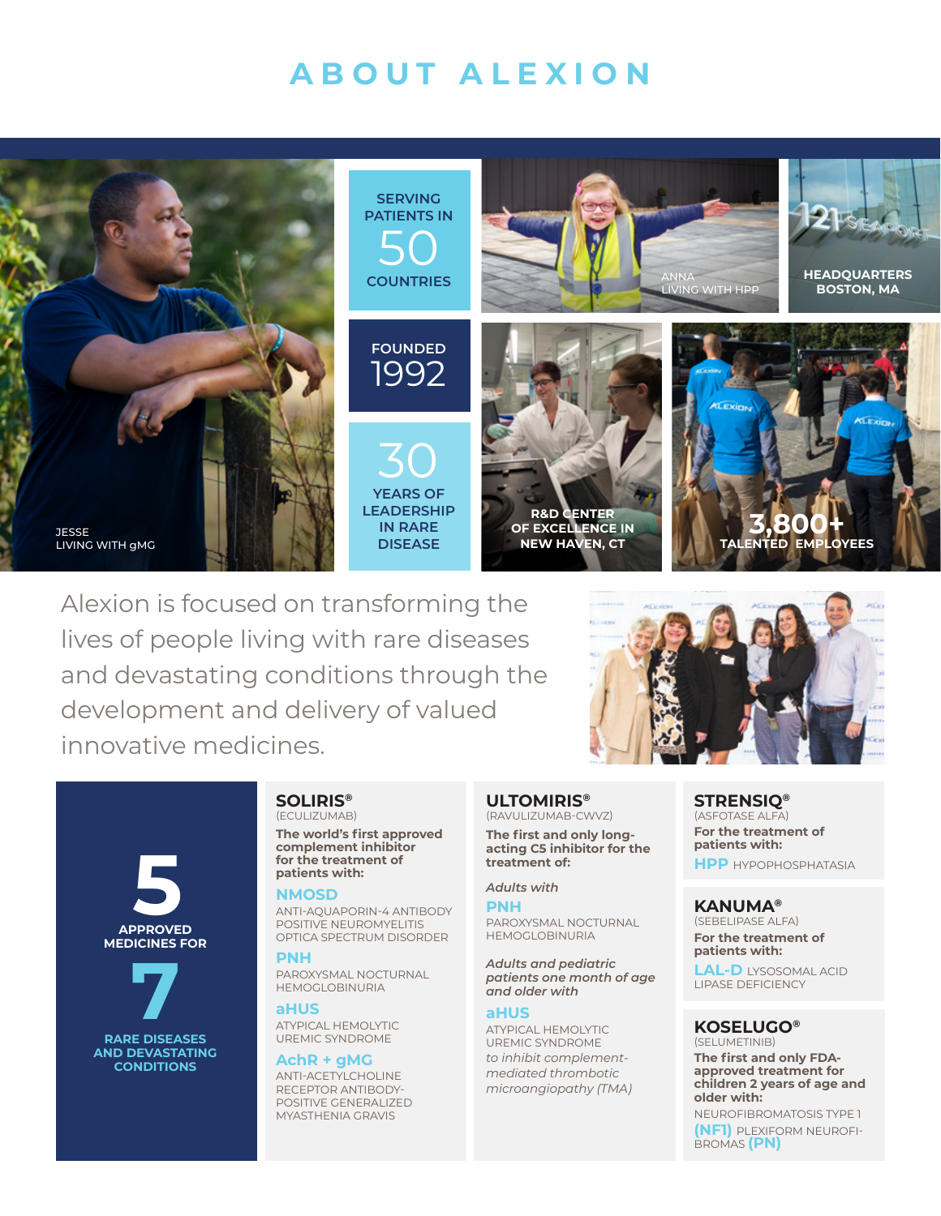# ABOUT ALEXION

JESSE
LIVING WITH gMG

SERVING PATIENTS IN **50** COUNTRIES

FOUNDED **1992**

**30** YEARS OF LEADERSHIP IN RARE DISEASE

ANNA
LIVING WITH HPP

HEADQUARTERS
BOSTON, MA

R&D CENTER OF EXCELLENCE IN NEW HAVEN, CT

**3,800+** TALENTED EMPLOYEES

Alexion is focused on transforming the lives of people living with rare diseases and devastating conditions through the development and delivery of valued innovative medicines.

**5** APPROVED MEDICINES FOR **7** RARE DISEASES AND DEVASTATING CONDITIONS

### SOLIRIS®
(ECULIZUMAB)

**The world's first approved complement inhibitor for the treatment of patients with:**

**NMOSD** ANTI-AQUAPORIN-4 ANTIBODY POSITIVE NEUROMYELITIS OPTICA SPECTRUM DISORDER

**PNH** PAROXYSMAL NOCTURNAL HEMOGLOBINURIA

**aHUS** ATYPICAL HEMOLYTIC UREMIC SYNDROME

**AchR + gMG** ANTI-ACETYLCHOLINE RECEPTOR ANTIBODY-POSITIVE GENERALIZED MYASTHENIA GRAVIS

### ULTOMIRIS®
(RAVULIZUMAB-CWVZ)

**The first and only long-acting C5 inhibitor for the treatment of:**

*Adults with*

**PNH** PAROXYSMAL NOCTURNAL HEMOGLOBINURIA

*Adults and pediatric patients one month of age and older with*

**aHUS** ATYPICAL HEMOLYTIC UREMIC SYNDROME *to inhibit complement-mediated thrombotic microangiopathy (TMA)*

### STRENSIQ®
(ASFOTASE ALFA)

**For the treatment of patients with:**

**HPP** HYPOPHOSPHATASIA

### KANUMA®
(SEBELIPASE ALFA)

**For the treatment of patients with:**

**LAL-D** LYSOSOMAL ACID LIPASE DEFICIENCY

### KOSELUGO®
(SELUMETINIB)

**The first and only FDA-approved treatment for children 2 years of age and older with:**

NEUROFIBROMATOSIS TYPE 1 **(NF1)** PLEXIFORM NEUROFIBROMAS **(PN)**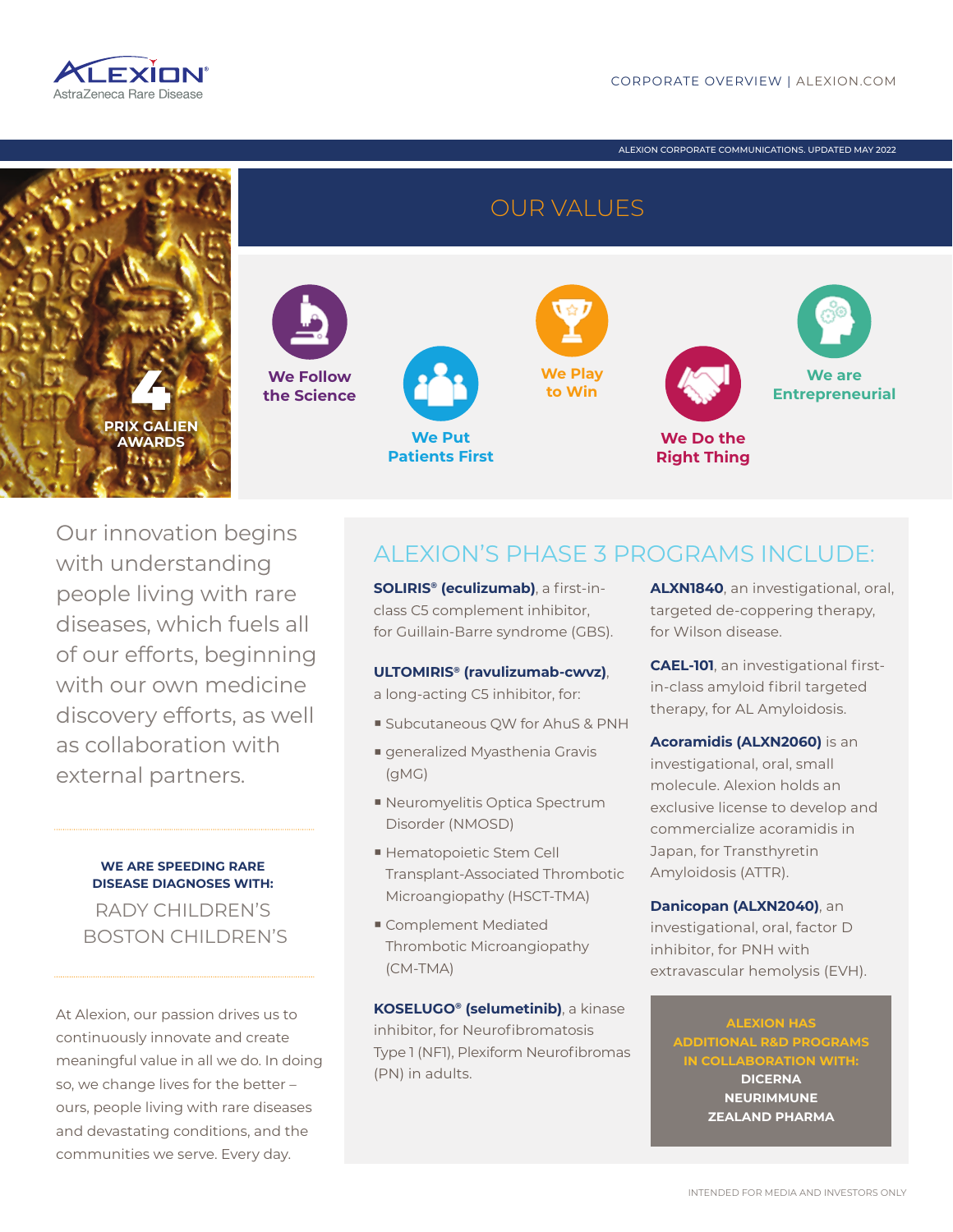ALEXION CORPORATE COMMUNICATIONS. UPDATED MAY 2022

4
PRIX GALIEN AWARDS

## OUR VALUES

- **We Follow the Science**
- **We Put Patients First**
- **We Play to Win**
- **We Do the Right Thing**
- **We are Entrepreneurial**

Our innovation begins with understanding people living with rare diseases, which fuels all of our efforts, beginning with our own medicine discovery efforts, as well as collaboration with external partners.

**WE ARE SPEEDING RARE DISEASE DIAGNOSES WITH:**

RADY CHILDREN'S
BOSTON CHILDREN'S

At Alexion, our passion drives us to continuously innovate and create meaningful value in all we do. In doing so, we change lives for the better – ours, people living with rare diseases and devastating conditions, and the communities we serve. Every day.

## ALEXION'S PHASE 3 PROGRAMS INCLUDE:

**SOLIRIS® (eculizumab)**, a first-in-class C5 complement inhibitor, for Guillain-Barre syndrome (GBS).

**ULTOMIRIS® (ravulizumab-cwvz)**, a long-acting C5 inhibitor, for:

- Subcutaneous QW for AhuS & PNH
- generalized Myasthenia Gravis (gMG)
- Neuromyelitis Optica Spectrum Disorder (NMOSD)
- Hematopoietic Stem Cell Transplant-Associated Thrombotic Microangiopathy (HSCT-TMA)
- Complement Mediated Thrombotic Microangiopathy (CM-TMA)

**KOSELUGO® (selumetinib)**, a kinase inhibitor, for Neurofibromatosis Type 1 (NF1), Plexiform Neurofibromas (PN) in adults.

**ALXN1840**, an investigational, oral, targeted de-coppering therapy, for Wilson disease.

**CAEL-101**, an investigational first-in-class amyloid fibril targeted therapy, for AL Amyloidosis.

**Acoramidis (ALXN2060)** is an investigational, oral, small molecule. Alexion holds an exclusive license to develop and commercialize acoramidis in Japan, for Transthyretin Amyloidosis (ATTR).

**Danicopan (ALXN2040)**, an investigational, oral, factor D inhibitor, for PNH with extravascular hemolysis (EVH).

**ALEXION HAS ADDITIONAL R&D PROGRAMS IN COLLABORATION WITH:**
**DICERNA**
**NEURIMMUNE**
**ZEALAND PHARMA**

INTENDED FOR MEDIA AND INVESTORS ONLY